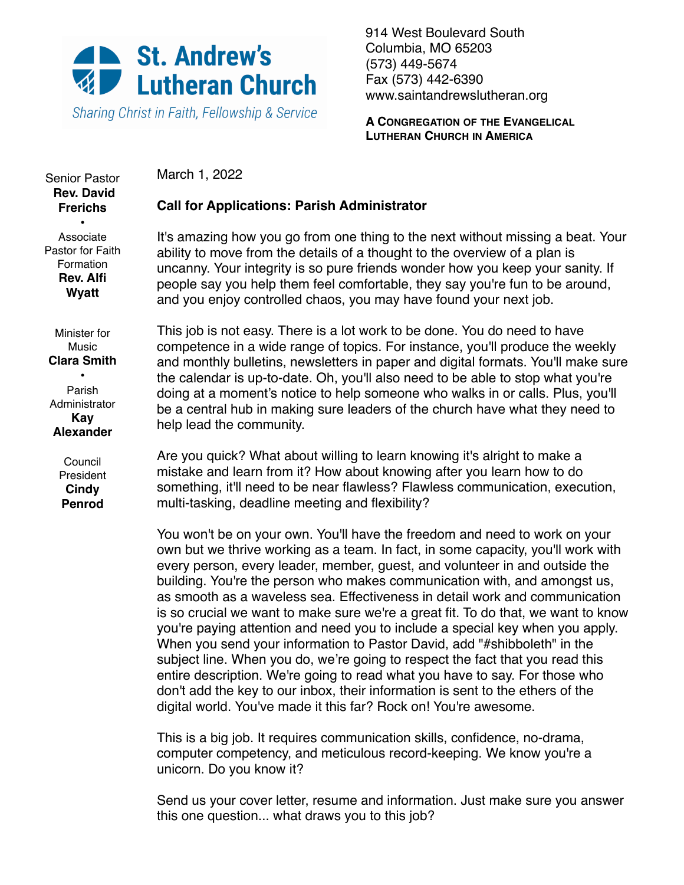# St. Andrew's Lutheran Church

*Sharing Christ in Faith, Fellowship & Service*

914 West Boulevard South
Columbia, MO 65203
(573) 449-5674
Fax (573) 442-6390
www.saintandrewslutheran.org

**A Congregation of the Evangelical Lutheran Church in America**

Senior Pastor
**Rev. David Frerichs**

•

Associate Pastor for Faith Formation
**Rev. Alfi Wyatt**

Minister for Music
**Clara Smith**

•

Parish Administrator
**Kay Alexander**

Council President
**Cindy Penrod**

March 1, 2022

**Call for Applications: Parish Administrator**

It's amazing how you go from one thing to the next without missing a beat. Your ability to move from the details of a thought to the overview of a plan is uncanny. Your integrity is so pure friends wonder how you keep your sanity. If people say you help them feel comfortable, they say you're fun to be around, and you enjoy controlled chaos, you may have found your next job.

This job is not easy. There is a lot work to be done. You do need to have competence in a wide range of topics. For instance, you'll produce the weekly and monthly bulletins, newsletters in paper and digital formats. You'll make sure the calendar is up-to-date. Oh, you'll also need to be able to stop what you're doing at a moment's notice to help someone who walks in or calls. Plus, you'll be a central hub in making sure leaders of the church have what they need to help lead the community.

Are you quick? What about willing to learn knowing it's alright to make a mistake and learn from it? How about knowing after you learn how to do something, it'll need to be near flawless? Flawless communication, execution, multi-tasking, deadline meeting and flexibility?

You won't be on your own. You'll have the freedom and need to work on your own but we thrive working as a team. In fact, in some capacity, you'll work with every person, every leader, member, guest, and volunteer in and outside the building. You're the person who makes communication with, and amongst us, as smooth as a waveless sea. Effectiveness in detail work and communication is so crucial we want to make sure we're a great fit. To do that, we want to know you're paying attention and need you to include a special key when you apply. When you send your information to Pastor David, add "#shibboleth" in the subject line. When you do, we're going to respect the fact that you read this entire description. We're going to read what you have to say. For those who don't add the key to our inbox, their information is sent to the ethers of the digital world. You've made it this far? Rock on! You're awesome.

This is a big job. It requires communication skills, confidence, no-drama, computer competency, and meticulous record-keeping. We know you're a unicorn. Do you know it?

Send us your cover letter, resume and information. Just make sure you answer this one question... what draws you to this job?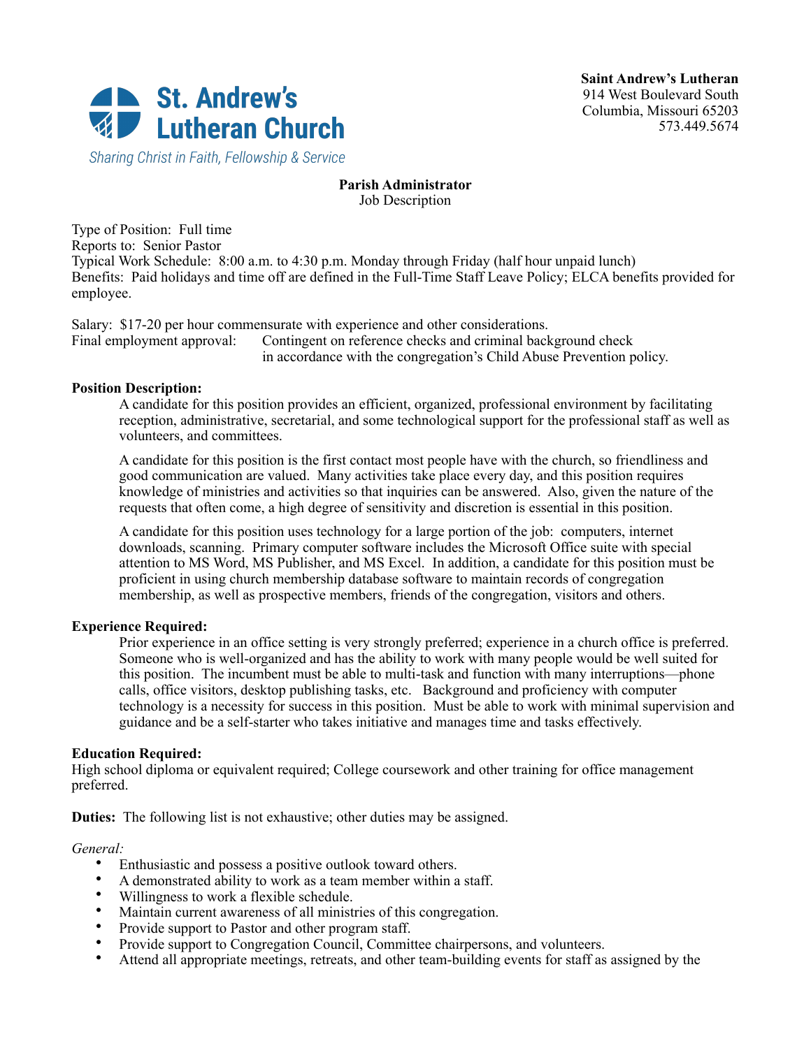**St. Andrew's Lutheran Church**

*Sharing Christ in Faith, Fellowship & Service*

**Saint Andrew's Lutheran**
914 West Boulevard South
Columbia, Missouri 65203
573.449.5674

**Parish Administrator**
Job Description

Type of Position: Full time
Reports to: Senior Pastor
Typical Work Schedule: 8:00 a.m. to 4:30 p.m. Monday through Friday (half hour unpaid lunch)
Benefits: Paid holidays and time off are defined in the Full-Time Staff Leave Policy; ELCA benefits provided for employee.

Salary: $17-20 per hour commensurate with experience and other considerations.
Final employment approval: Contingent on reference checks and criminal background check in accordance with the congregation's Child Abuse Prevention policy.

**Position Description:**

A candidate for this position provides an efficient, organized, professional environment by facilitating reception, administrative, secretarial, and some technological support for the professional staff as well as volunteers, and committees.

A candidate for this position is the first contact most people have with the church, so friendliness and good communication are valued. Many activities take place every day, and this position requires knowledge of ministries and activities so that inquiries can be answered. Also, given the nature of the requests that often come, a high degree of sensitivity and discretion is essential in this position.

A candidate for this position uses technology for a large portion of the job: computers, internet downloads, scanning. Primary computer software includes the Microsoft Office suite with special attention to MS Word, MS Publisher, and MS Excel. In addition, a candidate for this position must be proficient in using church membership database software to maintain records of congregation membership, as well as prospective members, friends of the congregation, visitors and others.

**Experience Required:**

Prior experience in an office setting is very strongly preferred; experience in a church office is preferred. Someone who is well-organized and has the ability to work with many people would be well suited for this position. The incumbent must be able to multi-task and function with many interruptions—phone calls, office visitors, desktop publishing tasks, etc. Background and proficiency with computer technology is a necessity for success in this position. Must be able to work with minimal supervision and guidance and be a self-starter who takes initiative and manages time and tasks effectively.

**Education Required:**

High school diploma or equivalent required; College coursework and other training for office management preferred.

**Duties:** The following list is not exhaustive; other duties may be assigned.

*General:*

- Enthusiastic and possess a positive outlook toward others.
- A demonstrated ability to work as a team member within a staff.
- Willingness to work a flexible schedule.
- Maintain current awareness of all ministries of this congregation.
- Provide support to Pastor and other program staff.
- Provide support to Congregation Council, Committee chairpersons, and volunteers.
- Attend all appropriate meetings, retreats, and other team-building events for staff as assigned by the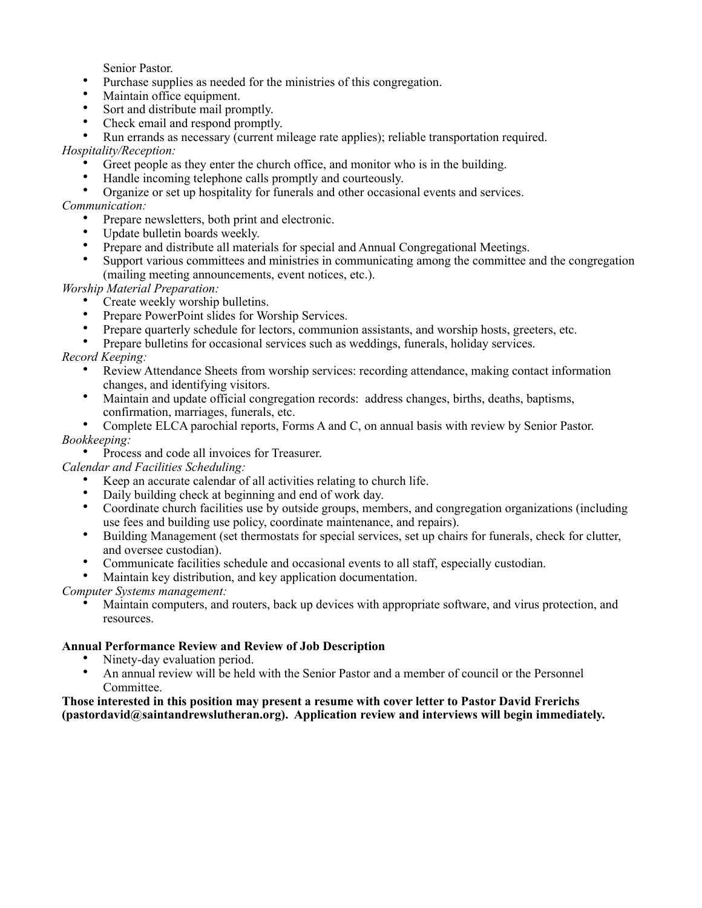Senior Pastor.

- Purchase supplies as needed for the ministries of this congregation.
- Maintain office equipment.
- Sort and distribute mail promptly.
- Check email and respond promptly.
- Run errands as necessary (current mileage rate applies); reliable transportation required.

*Hospitality/Reception:*

- Greet people as they enter the church office, and monitor who is in the building.
- Handle incoming telephone calls promptly and courteously.
- Organize or set up hospitality for funerals and other occasional events and services.

*Communication:*

- Prepare newsletters, both print and electronic.
- Update bulletin boards weekly.
- Prepare and distribute all materials for special and Annual Congregational Meetings.
- Support various committees and ministries in communicating among the committee and the congregation (mailing meeting announcements, event notices, etc.).

*Worship Material Preparation:*

- Create weekly worship bulletins.
- Prepare PowerPoint slides for Worship Services.
- Prepare quarterly schedule for lectors, communion assistants, and worship hosts, greeters, etc.
- Prepare bulletins for occasional services such as weddings, funerals, holiday services.

*Record Keeping:*

- Review Attendance Sheets from worship services: recording attendance, making contact information changes, and identifying visitors.
- Maintain and update official congregation records: address changes, births, deaths, baptisms, confirmation, marriages, funerals, etc.
- Complete ELCA parochial reports, Forms A and C, on annual basis with review by Senior Pastor.

*Bookkeeping:*

- Process and code all invoices for Treasurer.

*Calendar and Facilities Scheduling:*

- Keep an accurate calendar of all activities relating to church life.
- Daily building check at beginning and end of work day.
- Coordinate church facilities use by outside groups, members, and congregation organizations (including use fees and building use policy, coordinate maintenance, and repairs).
- Building Management (set thermostats for special services, set up chairs for funerals, check for clutter, and oversee custodian).
- Communicate facilities schedule and occasional events to all staff, especially custodian.
- Maintain key distribution, and key application documentation.

*Computer Systems management:*

- Maintain computers, and routers, back up devices with appropriate software, and virus protection, and resources.

**Annual Performance Review and Review of Job Description**

- Ninety-day evaluation period.
- An annual review will be held with the Senior Pastor and a member of council or the Personnel Committee.

**Those interested in this position may present a resume with cover letter to Pastor David Frerichs (pastordavid@saintandrewslutheran.org). Application review and interviews will begin immediately.**